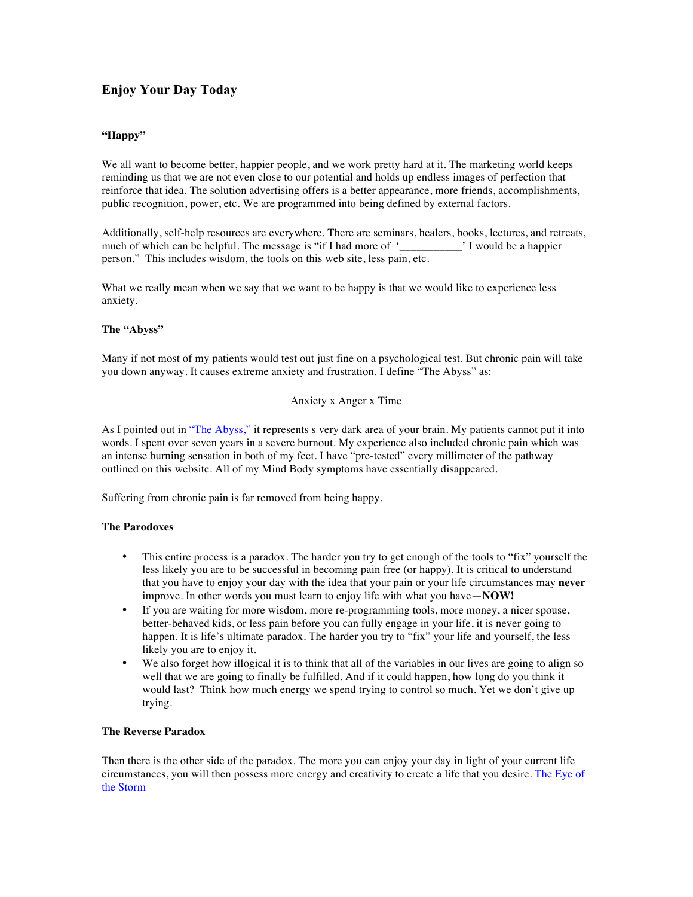# Enjoy Your Day Today

### "Happy"

We all want to become better, happier people, and we work pretty hard at it. The marketing world keeps reminding us that we are not even close to our potential and holds up endless images of perfection that reinforce that idea. The solution advertising offers is a better appearance, more friends, accomplishments, public recognition, power, etc. We are programmed into being defined by external factors.

Additionally, self-help resources are everywhere. There are seminars, healers, books, lectures, and retreats, much of which can be helpful. The message is "if I had more of '___________' I would be a happier person." This includes wisdom, the tools on this web site, less pain, etc.

What we really mean when we say that we want to be happy is that we would like to experience less anxiety.

### The "Abyss"

Many if not most of my patients would test out just fine on a psychological test. But chronic pain will take you down anyway. It causes extreme anxiety and frustration. I define "The Abyss" as:

Anxiety x Anger x Time

As I pointed out in "The Abyss," it represents s very dark area of your brain. My patients cannot put it into words. I spent over seven years in a severe burnout. My experience also included chronic pain which was an intense burning sensation in both of my feet. I have "pre-tested" every millimeter of the pathway outlined on this website. All of my Mind Body symptoms have essentially disappeared.

Suffering from chronic pain is far removed from being happy.

### The Parodoxes

- This entire process is a paradox. The harder you try to get enough of the tools to "fix" yourself the less likely you are to be successful in becoming pain free (or happy). It is critical to understand that you have to enjoy your day with the idea that your pain or your life circumstances may **never** improve. In other words you must learn to enjoy life with what you have—**NOW!**
- If you are waiting for more wisdom, more re-programming tools, more money, a nicer spouse, better-behaved kids, or less pain before you can fully engage in your life, it is never going to happen. It is life's ultimate paradox. The harder you try to "fix" your life and yourself, the less likely you are to enjoy it.
- We also forget how illogical it is to think that all of the variables in our lives are going to align so well that we are going to finally be fulfilled. And if it could happen, how long do you think it would last? Think how much energy we spend trying to control so much. Yet we don't give up trying.

### The Reverse Paradox

Then there is the other side of the paradox. The more you can enjoy your day in light of your current life circumstances, you will then possess more energy and creativity to create a life that you desire. The Eye of the Storm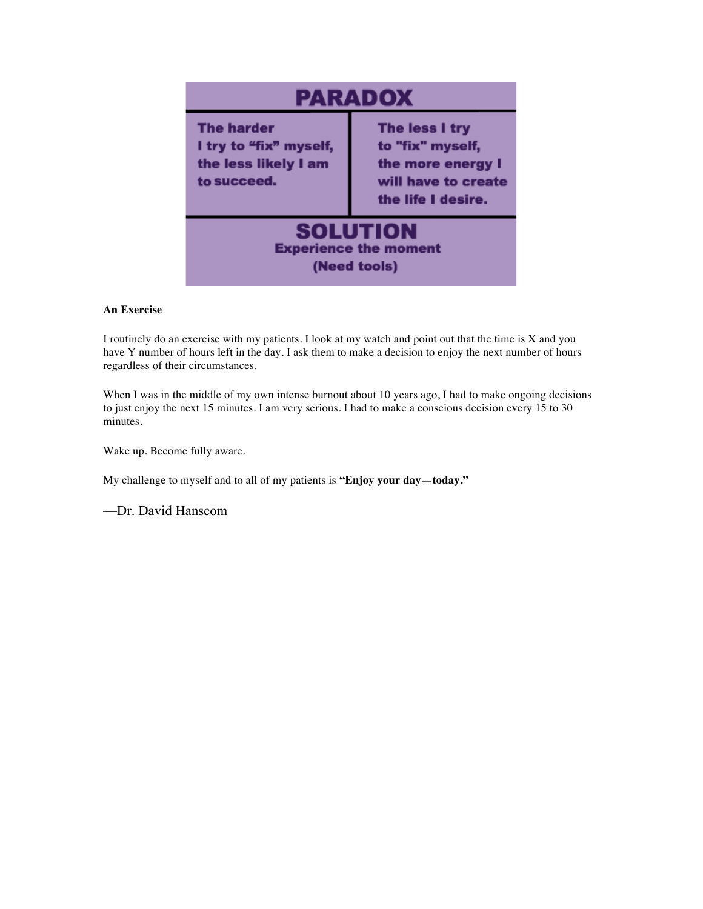**PARADOX**

| | |
|---|---|
| The harder I try to "fix" myself, the less likely I am to succeed. | The less I try to "fix" myself, the more energy I will have to create the life I desire. |

**SOLUTION**

**Experience the moment**

**(Need tools)**

**An Exercise**

I routinely do an exercise with my patients. I look at my watch and point out that the time is X and you have Y number of hours left in the day. I ask them to make a decision to enjoy the next number of hours regardless of their circumstances.

When I was in the middle of my own intense burnout about 10 years ago, I had to make ongoing decisions to just enjoy the next 15 minutes. I am very serious. I had to make a conscious decision every 15 to 30 minutes.

Wake up. Become fully aware.

My challenge to myself and to all of my patients is **"Enjoy your day—today."**

—Dr. David Hanscom